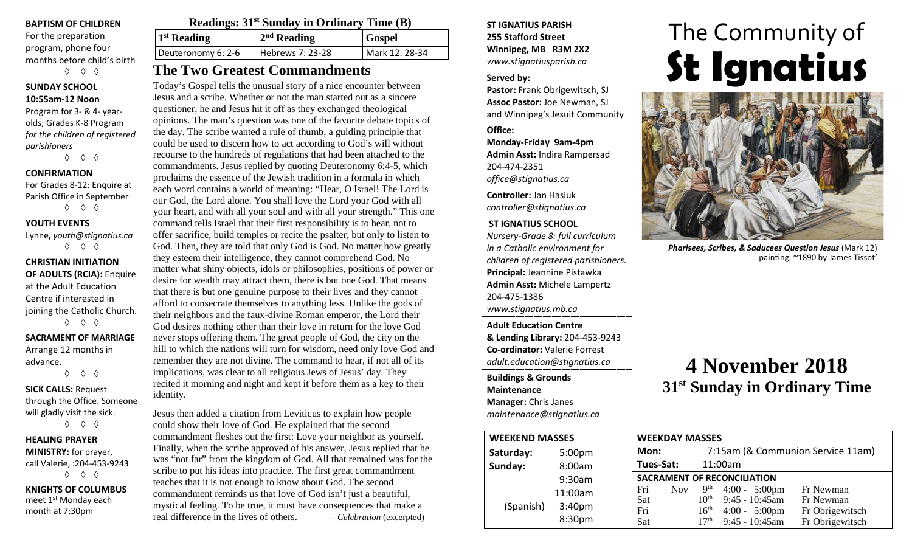**BAPTISM OF CHILDREN**

For the preparation program, phone four months before child's birth

◊ ◊ ◊

**SUNDAY SCHOOL**
**10:55am-12 Noon**

Program for 3- & 4- year-olds; Grades K-8 Program *for the children of registered parishioners*

◊ ◊ ◊

**CONFIRMATION**

For Grades 8-12: Enquire at Parish Office in September

◊ ◊ ◊

**YOUTH EVENTS**

Lynne**,** *youth@stignatius.ca*

◊ ◊ ◊

**CHRISTIAN INITIATION OF ADULTS (RCIA):** Enquire at the Adult Education Centre if interested in joining the Catholic Church.

◊ ◊ ◊

**SACRAMENT OF MARRIAGE**

Arrange 12 months in advance.

◊ ◊ ◊

**SICK CALLS:** Request through the Office. Someone will gladly visit the sick.

◊ ◊ ◊

**HEALING PRAYER MINISTRY:** for prayer, call Valerie, :204-453-9243

◊ ◊ ◊

**KNIGHTS OF COLUMBUS**

meet 1st Monday each month at 7:30pm

**Readings: 31st Sunday in Ordinary Time (B)**

| 1st Reading | 2nd Reading | Gospel |
| --- | --- | --- |
| Deuteronomy 6: 2-6 | Hebrews 7: 23-28 | Mark 12: 28-34 |

## The Two Greatest Commandments

Today's Gospel tells the unusual story of a nice encounter between Jesus and a scribe. Whether or not the man started out as a sincere questioner, he and Jesus hit it off as they exchanged theological opinions. The man's question was one of the favorite debate topics of the day. The scribe wanted a rule of thumb, a guiding principle that could be used to discern how to act according to God's will without recourse to the hundreds of regulations that had been attached to the commandments. Jesus replied by quoting Deuteronomy 6:4-5, which proclaims the essence of the Jewish tradition in a formula in which each word contains a world of meaning: "Hear, O Israel! The Lord is our God, the Lord alone. You shall love the Lord your God with all your heart, and with all your soul and with all your strength." This one command tells Israel that their first responsibility is to hear, not to offer sacrifice, build temples or recite the psalter, but only to listen to God. Then, they are told that only God is God. No matter how greatly they esteem their intelligence, they cannot comprehend God. No matter what shiny objects, idols or philosophies, positions of power or desire for wealth may attract them, there is but one God. That means that there is but one genuine purpose to their lives and they cannot afford to consecrate themselves to anything less. Unlike the gods of their neighbors and the faux-divine Roman emperor, the Lord their God desires nothing other than their love in return for the love God never stops offering them. The great people of God, the city on the hill to which the nations will turn for wisdom, need only love God and remember they are not divine. The command to hear, if not all of its implications, was clear to all religious Jews of Jesus' day. They recited it morning and night and kept it before them as a key to their identity.

Jesus then added a citation from Leviticus to explain how people could show their love of God. He explained that the second commandment fleshes out the first: Love your neighbor as yourself. Finally, when the scribe approved of his answer, Jesus replied that he was "not far" from the kingdom of God. All that remained was for the scribe to put his ideas into practice. The first great commandment teaches that it is not enough to know about God. The second commandment reminds us that love of God isn't just a beautiful, mystical feeling. To be true, it must have consequences that make a real difference in the lives of others. -- *Celebration* (excerpted)

**ST IGNATIUS PARISH**
**255 Stafford Street**
**Winnipeg, MB R3M 2X2**
*www.stignatiusparish.ca*

**Served by:**
**Pastor:** Frank Obrigewitsch, SJ
**Assoc Pastor:** Joe Newman, SJ
and Winnipeg's Jesuit Community

**Office:**
**Monday-Friday 9am-4pm**
**Admin Asst:** Indira Rampersad
204-474-2351
*office@stignatius.ca*

**Controller:** Jan Hasiuk
*controller@stignatius.ca*

**ST IGNATIUS SCHOOL**
*Nursery-Grade 8: full curriculum in a Catholic environment for children of registered parishioners.*
**Principal:** Jeannine Pistawka
**Admin Asst:** Michele Lampertz
204-475-1386
*www.stignatius.mb.ca*

**Adult Education Centre & Lending Library:** 204-453-9243
**Co-ordinator:** Valerie Forrest
*adult.education@stignatius.ca*

**Buildings & Grounds Maintenance**
**Manager:** Chris Janes
*maintenance@stignatius.ca*

| WEEKEND MASSES | |
| --- | --- |
| Saturday: | 5:00pm |
| Sunday: | 8:00am |
| | 9:30am |
| | 11:00am |
| (Spanish) | 3:40pm |
| | 8:30pm |

| WEEKDAY MASSES | | | | |
| --- | --- | --- | --- | --- |
| Mon: | 7:15am (& Communion Service 11am) | | | |
| Tues-Sat: | 11:00am | | | |
| **SACRAMENT OF RECONCILIATION** | | | | |
| Fri | Nov | 9th | 4:00 - 5:00pm | Fr Newman |
| Sat | | 10th | 9:45 - 10:45am | Fr Newman |
| Fri | | 16th | 4:00 - 5:00pm | Fr Obrigewitsch |
| Sat | | 17th | 9:45 - 10:45am | Fr Obrigewitsch |

# The Community of **St Ignatius**

*Pharisees, Scribes, & Saducees Question Jesus* (Mark 12) painting, ~1890 by James Tissot'

# 4 November 2018
## 31st Sunday in Ordinary Time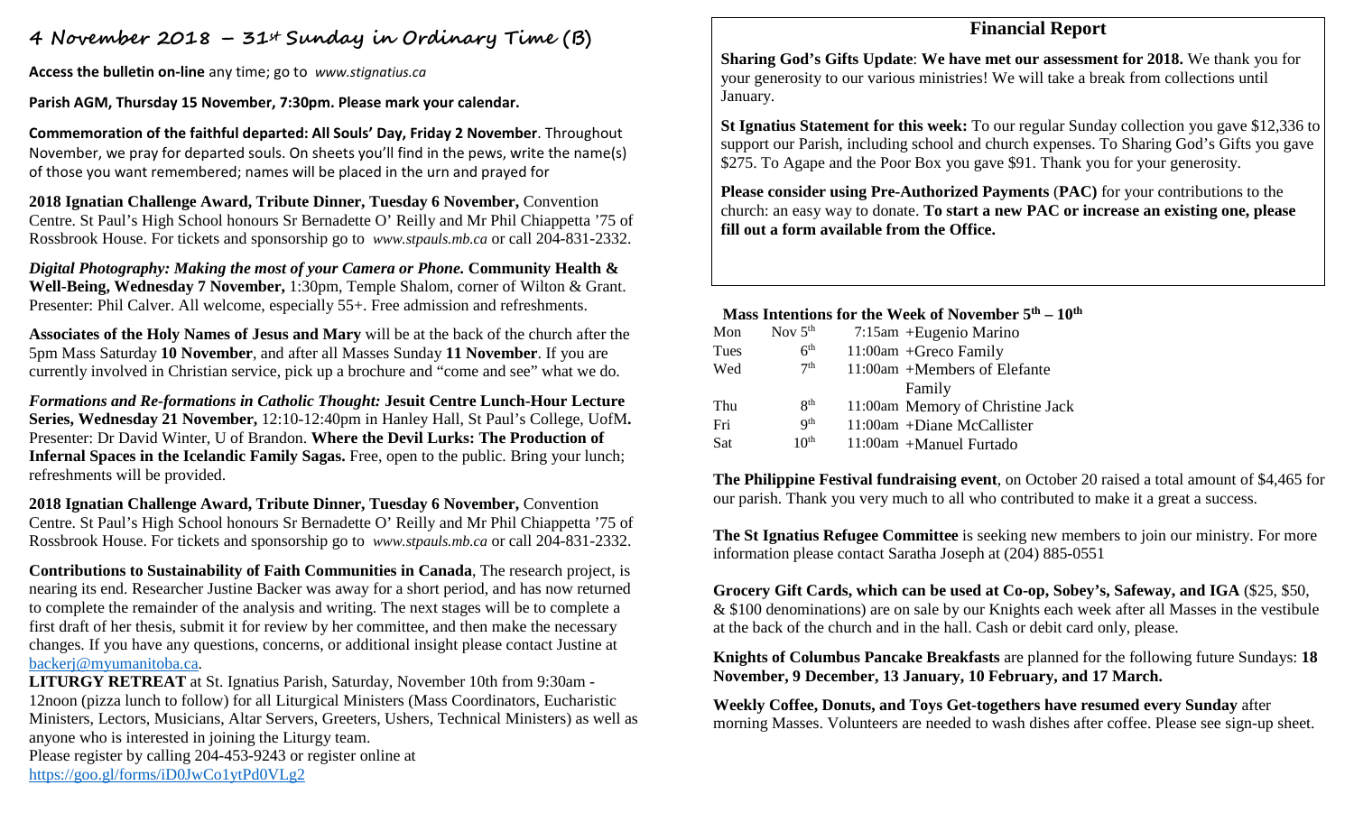# 4 November 2018 – 31st Sunday in Ordinary Time (B)

**Access the bulletin on-line** any time; go to *www.stignatius.ca*

**Parish AGM, Thursday 15 November, 7:30pm. Please mark your calendar.**

**Commemoration of the faithful departed: All Souls' Day, Friday 2 November**. Throughout November, we pray for departed souls. On sheets you'll find in the pews, write the name(s) of those you want remembered; names will be placed in the urn and prayed for

**2018 Ignatian Challenge Award, Tribute Dinner, Tuesday 6 November,** Convention Centre. St Paul's High School honours Sr Bernadette O' Reilly and Mr Phil Chiappetta '75 of Rossbrook House. For tickets and sponsorship go to *www.stpauls.mb.ca* or call 204-831-2332.

***Digital Photography: Making the most of your Camera or Phone.*** **Community Health & Well-Being, Wednesday 7 November,** 1:30pm, Temple Shalom, corner of Wilton & Grant. Presenter: Phil Calver. All welcome, especially 55+. Free admission and refreshments.

**Associates of the Holy Names of Jesus and Mary** will be at the back of the church after the 5pm Mass Saturday **10 November**, and after all Masses Sunday **11 November**. If you are currently involved in Christian service, pick up a brochure and "come and see" what we do.

***Formations and Re-formations in Catholic Thought:*** **Jesuit Centre Lunch-Hour Lecture Series, Wednesday 21 November,** 12:10-12:40pm in Hanley Hall, St Paul's College, UofM**.** Presenter: Dr David Winter, U of Brandon. **Where the Devil Lurks: The Production of Infernal Spaces in the Icelandic Family Sagas.** Free, open to the public. Bring your lunch; refreshments will be provided.

**2018 Ignatian Challenge Award, Tribute Dinner, Tuesday 6 November,** Convention Centre. St Paul's High School honours Sr Bernadette O' Reilly and Mr Phil Chiappetta '75 of Rossbrook House. For tickets and sponsorship go to *www.stpauls.mb.ca* or call 204-831-2332.

**Contributions to Sustainability of Faith Communities in Canada**, The research project, is nearing its end. Researcher Justine Backer was away for a short period, and has now returned to complete the remainder of the analysis and writing. The next stages will be to complete a first draft of her thesis, submit it for review by her committee, and then make the necessary changes. If you have any questions, concerns, or additional insight please contact Justine at backerj@myumanitoba.ca.

**LITURGY RETREAT** at St. Ignatius Parish, Saturday, November 10th from 9:30am - 12noon (pizza lunch to follow) for all Liturgical Ministers (Mass Coordinators, Eucharistic Ministers, Lectors, Musicians, Altar Servers, Greeters, Ushers, Technical Ministers) as well as anyone who is interested in joining the Liturgy team.
Please register by calling 204-453-9243 or register online at https://goo.gl/forms/iD0JwCo1ytPd0VLg2

## Financial Report

**Sharing God's Gifts Update**: **We have met our assessment for 2018.** We thank you for your generosity to our various ministries! We will take a break from collections until January.

**St Ignatius Statement for this week:** To our regular Sunday collection you gave $12,336 to support our Parish, including school and church expenses. To Sharing God's Gifts you gave $275. To Agape and the Poor Box you gave $91. Thank you for your generosity.

**Please consider using Pre-Authorized Payments** (**PAC)** for your contributions to the church: an easy way to donate. **To start a new PAC or increase an existing one, please fill out a form available from the Office.**

### Mass Intentions for the Week of November 5th – 10th

| | | |
|---|---|---|
| Mon | Nov 5th | 7:15am +Eugenio Marino |
| Tues | 6th | 11:00am +Greco Family |
| Wed | 7th | 11:00am +Members of Elefante Family |
| Thu | 8th | 11:00am Memory of Christine Jack |
| Fri | 9th | 11:00am +Diane McCallister |
| Sat | 10th | 11:00am +Manuel Furtado |

**The Philippine Festival fundraising event**, on October 20 raised a total amount of $4,465 for our parish. Thank you very much to all who contributed to make it a great a success.

**The St Ignatius Refugee Committee** is seeking new members to join our ministry. For more information please contact Saratha Joseph at (204) 885-0551

**Grocery Gift Cards, which can be used at Co-op, Sobey's, Safeway, and IGA** ($25, $50, & $100 denominations) are on sale by our Knights each week after all Masses in the vestibule at the back of the church and in the hall. Cash or debit card only, please.

**Knights of Columbus Pancake Breakfasts** are planned for the following future Sundays: **18 November, 9 December, 13 January, 10 February, and 17 March.**

**Weekly Coffee, Donuts, and Toys Get-togethers have resumed every Sunday** after morning Masses. Volunteers are needed to wash dishes after coffee. Please see sign-up sheet.